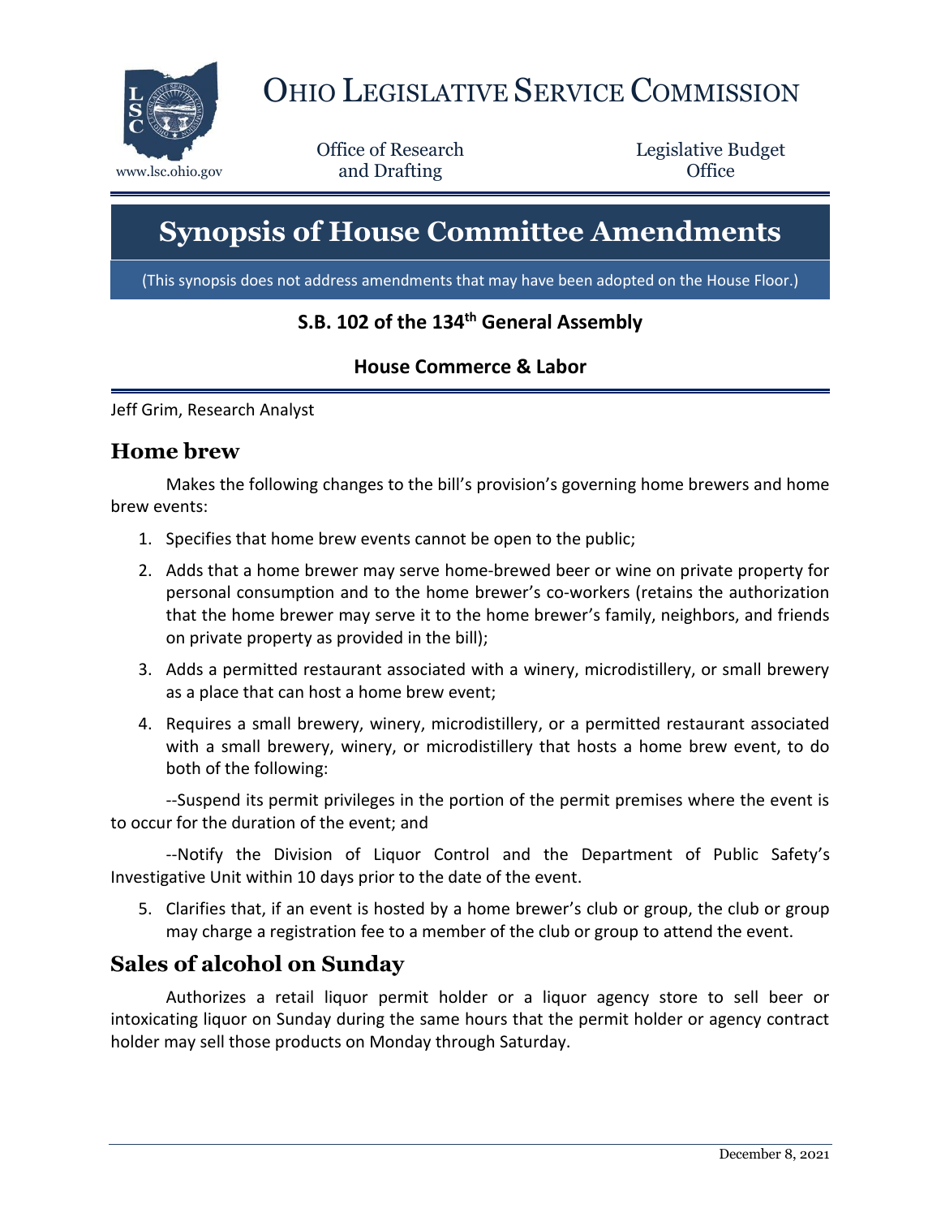# Ohio Legislative Service Commission

www.lsc.ohio.gov

Office of Research and Drafting

Legislative Budget Office

# Synopsis of House Committee Amendments

(This synopsis does not address amendments that may have been adopted on the House Floor.)

**S.B. 102 of the 134th General Assembly**

**House Commerce & Labor**

Jeff Grim, Research Analyst

## Home brew

Makes the following changes to the bill's provision's governing home brewers and home brew events:

1. Specifies that home brew events cannot be open to the public;
2. Adds that a home brewer may serve home-brewed beer or wine on private property for personal consumption and to the home brewer's co-workers (retains the authorization that the home brewer may serve it to the home brewer's family, neighbors, and friends on private property as provided in the bill);
3. Adds a permitted restaurant associated with a winery, microdistillery, or small brewery as a place that can host a home brew event;
4. Requires a small brewery, winery, microdistillery, or a permitted restaurant associated with a small brewery, winery, or microdistillery that hosts a home brew event, to do both of the following:

--Suspend its permit privileges in the portion of the permit premises where the event is to occur for the duration of the event; and

--Notify the Division of Liquor Control and the Department of Public Safety's Investigative Unit within 10 days prior to the date of the event.

5. Clarifies that, if an event is hosted by a home brewer's club or group, the club or group may charge a registration fee to a member of the club or group to attend the event.

## Sales of alcohol on Sunday

Authorizes a retail liquor permit holder or a liquor agency store to sell beer or intoxicating liquor on Sunday during the same hours that the permit holder or agency contract holder may sell those products on Monday through Saturday.

December 8, 2021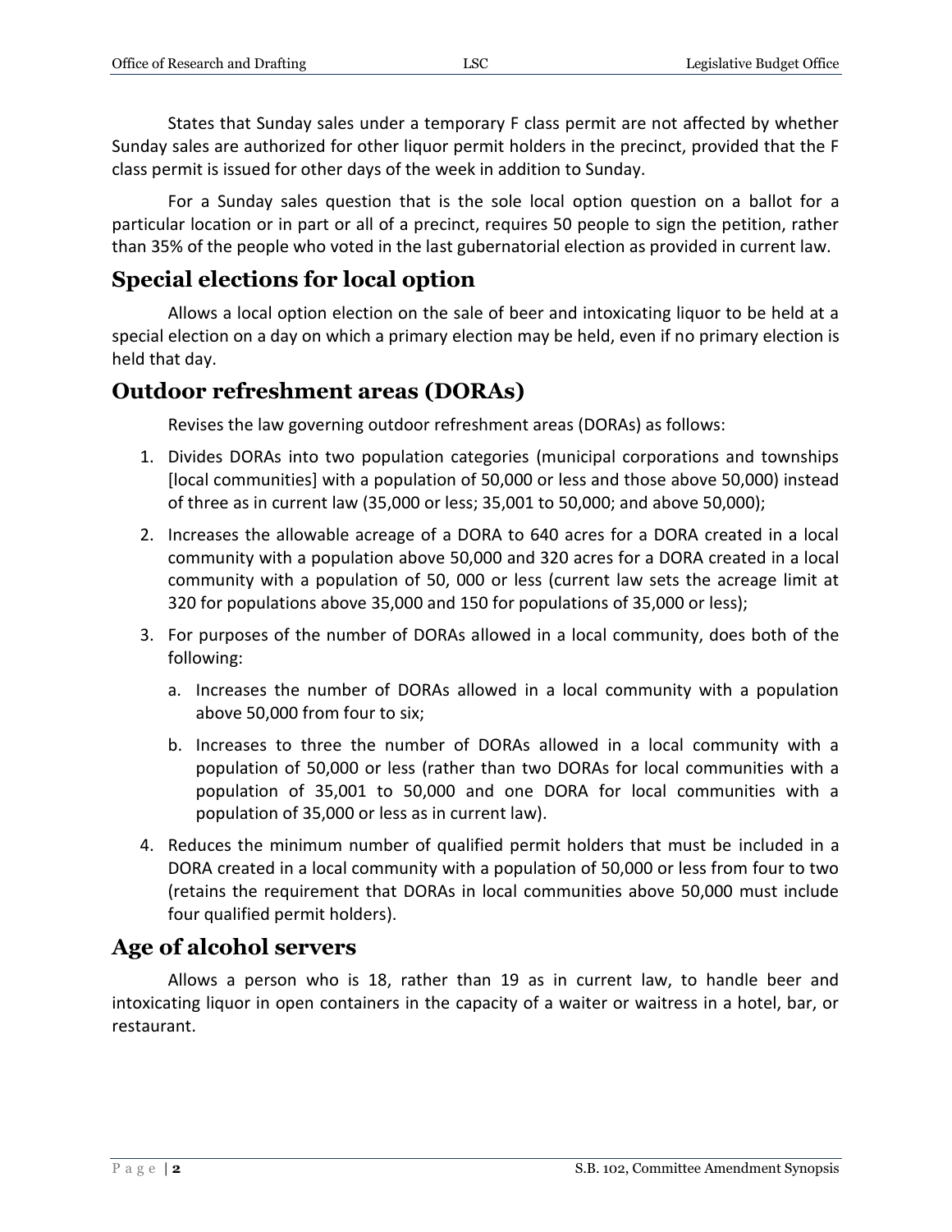States that Sunday sales under a temporary F class permit are not affected by whether Sunday sales are authorized for other liquor permit holders in the precinct, provided that the F class permit is issued for other days of the week in addition to Sunday.

For a Sunday sales question that is the sole local option question on a ballot for a particular location or in part or all of a precinct, requires 50 people to sign the petition, rather than 35% of the people who voted in the last gubernatorial election as provided in current law.

## Special elections for local option

Allows a local option election on the sale of beer and intoxicating liquor to be held at a special election on a day on which a primary election may be held, even if no primary election is held that day.

## Outdoor refreshment areas (DORAs)

Revises the law governing outdoor refreshment areas (DORAs) as follows:

1. Divides DORAs into two population categories (municipal corporations and townships [local communities] with a population of 50,000 or less and those above 50,000) instead of three as in current law (35,000 or less; 35,001 to 50,000; and above 50,000);
2. Increases the allowable acreage of a DORA to 640 acres for a DORA created in a local community with a population above 50,000 and 320 acres for a DORA created in a local community with a population of 50, 000 or less (current law sets the acreage limit at 320 for populations above 35,000 and 150 for populations of 35,000 or less);
3. For purposes of the number of DORAs allowed in a local community, does both of the following:
   a. Increases the number of DORAs allowed in a local community with a population above 50,000 from four to six;
   b. Increases to three the number of DORAs allowed in a local community with a population of 50,000 or less (rather than two DORAs for local communities with a population of 35,001 to 50,000 and one DORA for local communities with a population of 35,000 or less as in current law).
4. Reduces the minimum number of qualified permit holders that must be included in a DORA created in a local community with a population of 50,000 or less from four to two (retains the requirement that DORAs in local communities above 50,000 must include four qualified permit holders).

## Age of alcohol servers

Allows a person who is 18, rather than 19 as in current law, to handle beer and intoxicating liquor in open containers in the capacity of a waiter or waitress in a hotel, bar, or restaurant.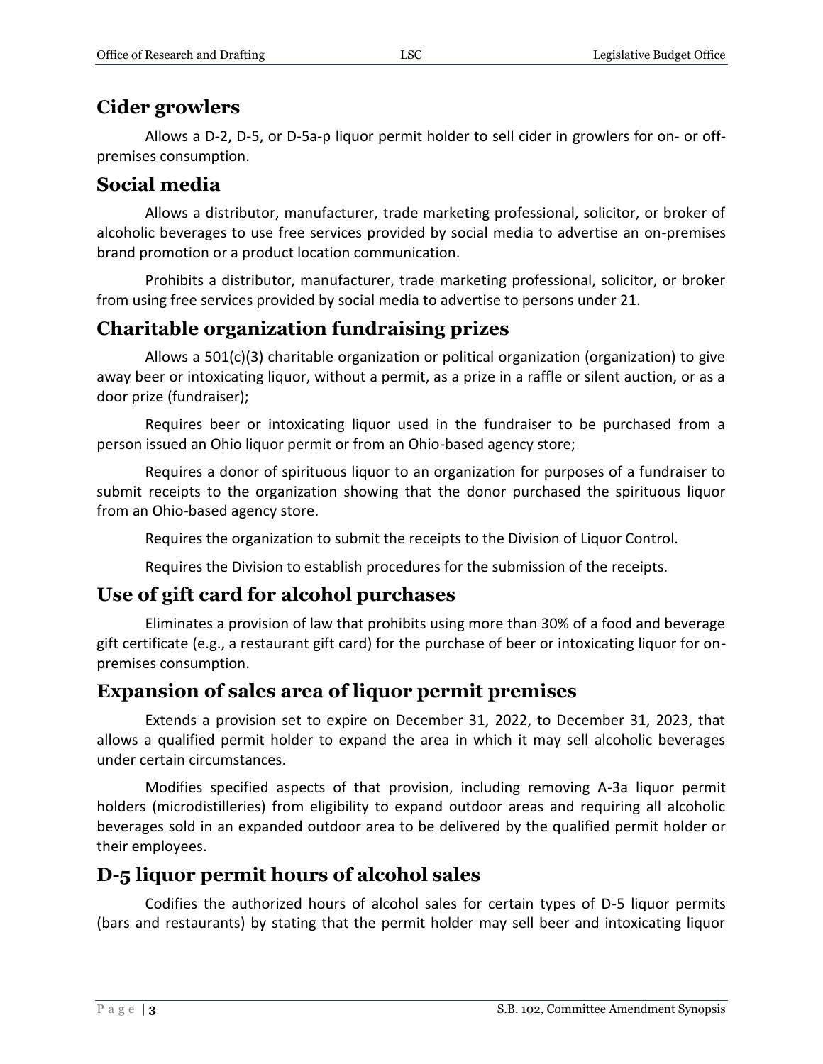## Cider growlers

Allows a D-2, D-5, or D-5a-p liquor permit holder to sell cider in growlers for on- or off-premises consumption.

## Social media

Allows a distributor, manufacturer, trade marketing professional, solicitor, or broker of alcoholic beverages to use free services provided by social media to advertise an on-premises brand promotion or a product location communication.

Prohibits a distributor, manufacturer, trade marketing professional, solicitor, or broker from using free services provided by social media to advertise to persons under 21.

## Charitable organization fundraising prizes

Allows a 501(c)(3) charitable organization or political organization (organization) to give away beer or intoxicating liquor, without a permit, as a prize in a raffle or silent auction, or as a door prize (fundraiser);

Requires beer or intoxicating liquor used in the fundraiser to be purchased from a person issued an Ohio liquor permit or from an Ohio-based agency store;

Requires a donor of spirituous liquor to an organization for purposes of a fundraiser to submit receipts to the organization showing that the donor purchased the spirituous liquor from an Ohio-based agency store.

Requires the organization to submit the receipts to the Division of Liquor Control.

Requires the Division to establish procedures for the submission of the receipts.

## Use of gift card for alcohol purchases

Eliminates a provision of law that prohibits using more than 30% of a food and beverage gift certificate (e.g., a restaurant gift card) for the purchase of beer or intoxicating liquor for on-premises consumption.

## Expansion of sales area of liquor permit premises

Extends a provision set to expire on December 31, 2022, to December 31, 2023, that allows a qualified permit holder to expand the area in which it may sell alcoholic beverages under certain circumstances.

Modifies specified aspects of that provision, including removing A-3a liquor permit holders (microdistilleries) from eligibility to expand outdoor areas and requiring all alcoholic beverages sold in an expanded outdoor area to be delivered by the qualified permit holder or their employees.

## D-5 liquor permit hours of alcohol sales

Codifies the authorized hours of alcohol sales for certain types of D-5 liquor permits (bars and restaurants) by stating that the permit holder may sell beer and intoxicating liquor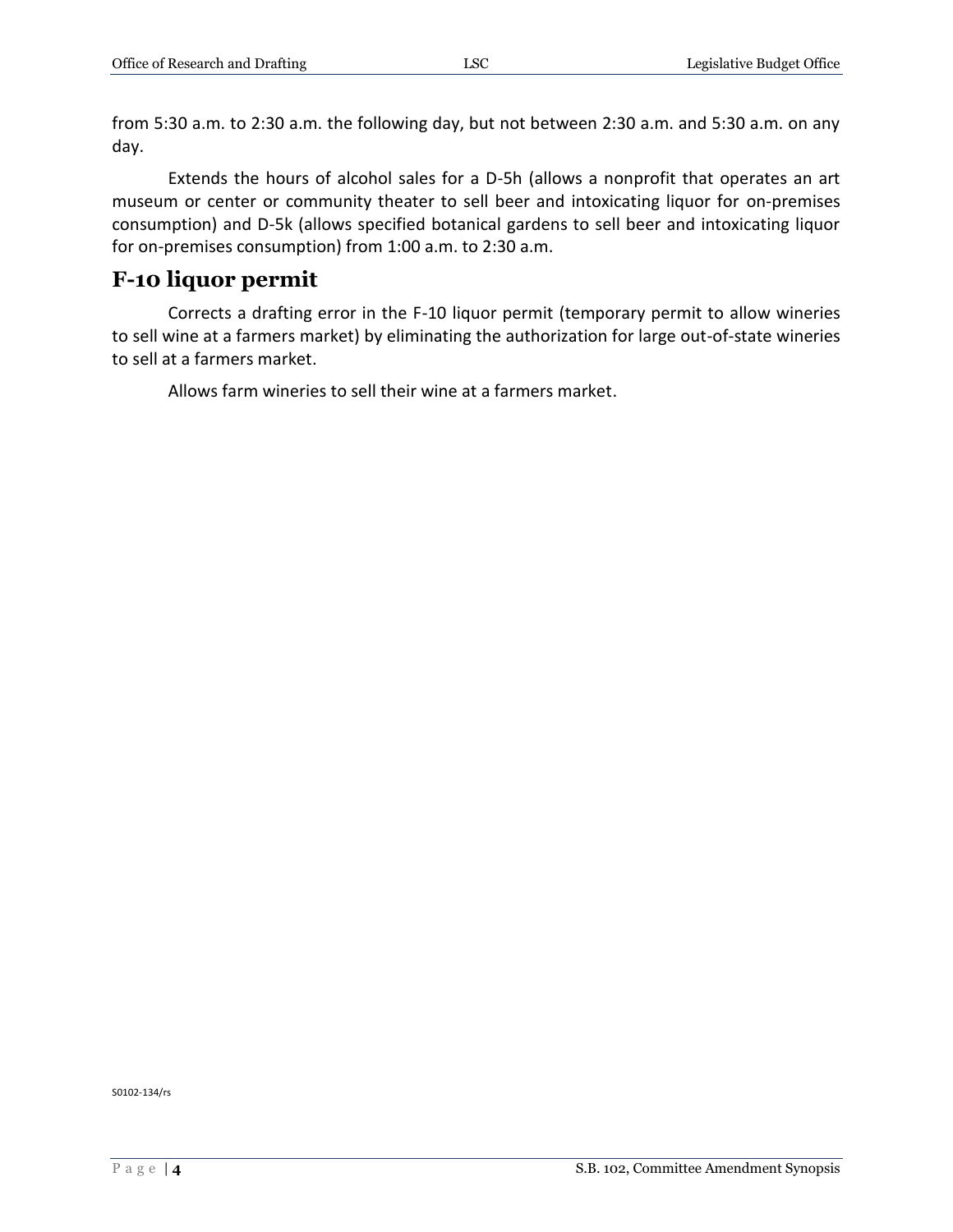from 5:30 a.m. to 2:30 a.m. the following day, but not between 2:30 a.m. and 5:30 a.m. on any day.

Extends the hours of alcohol sales for a D-5h (allows a nonprofit that operates an art museum or center or community theater to sell beer and intoxicating liquor for on-premises consumption) and D-5k (allows specified botanical gardens to sell beer and intoxicating liquor for on-premises consumption) from 1:00 a.m. to 2:30 a.m.

## F-10 liquor permit

Corrects a drafting error in the F-10 liquor permit (temporary permit to allow wineries to sell wine at a farmers market) by eliminating the authorization for large out-of-state wineries to sell at a farmers market.

Allows farm wineries to sell their wine at a farmers market.

S0102-134/rs